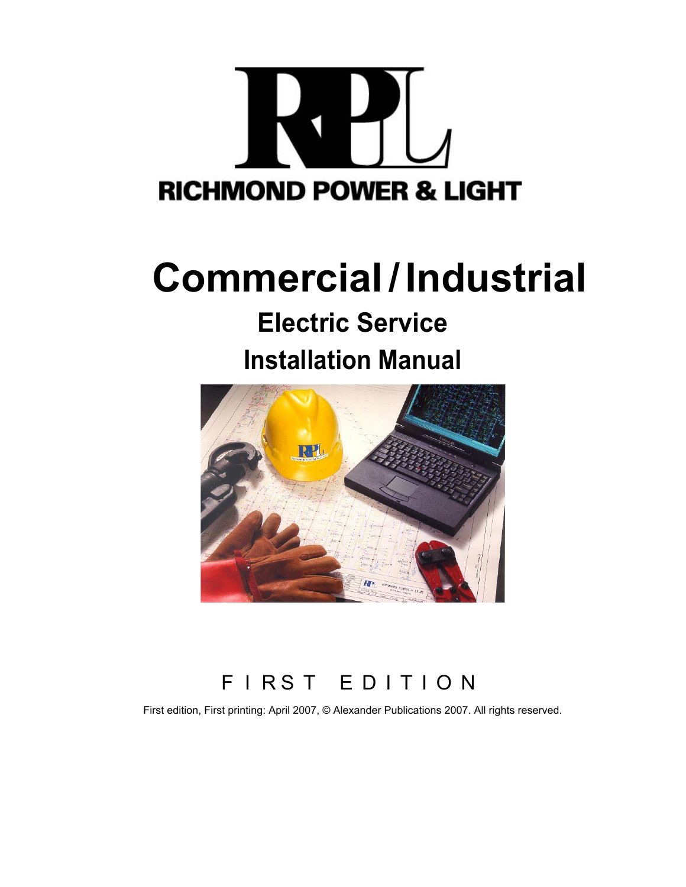RICHMOND POWER & LIGHT

# Commercial / Industrial

## Electric Service

## Installation Manual

FIRST EDITION

First edition, First printing: April 2007, © Alexander Publications 2007. All rights reserved.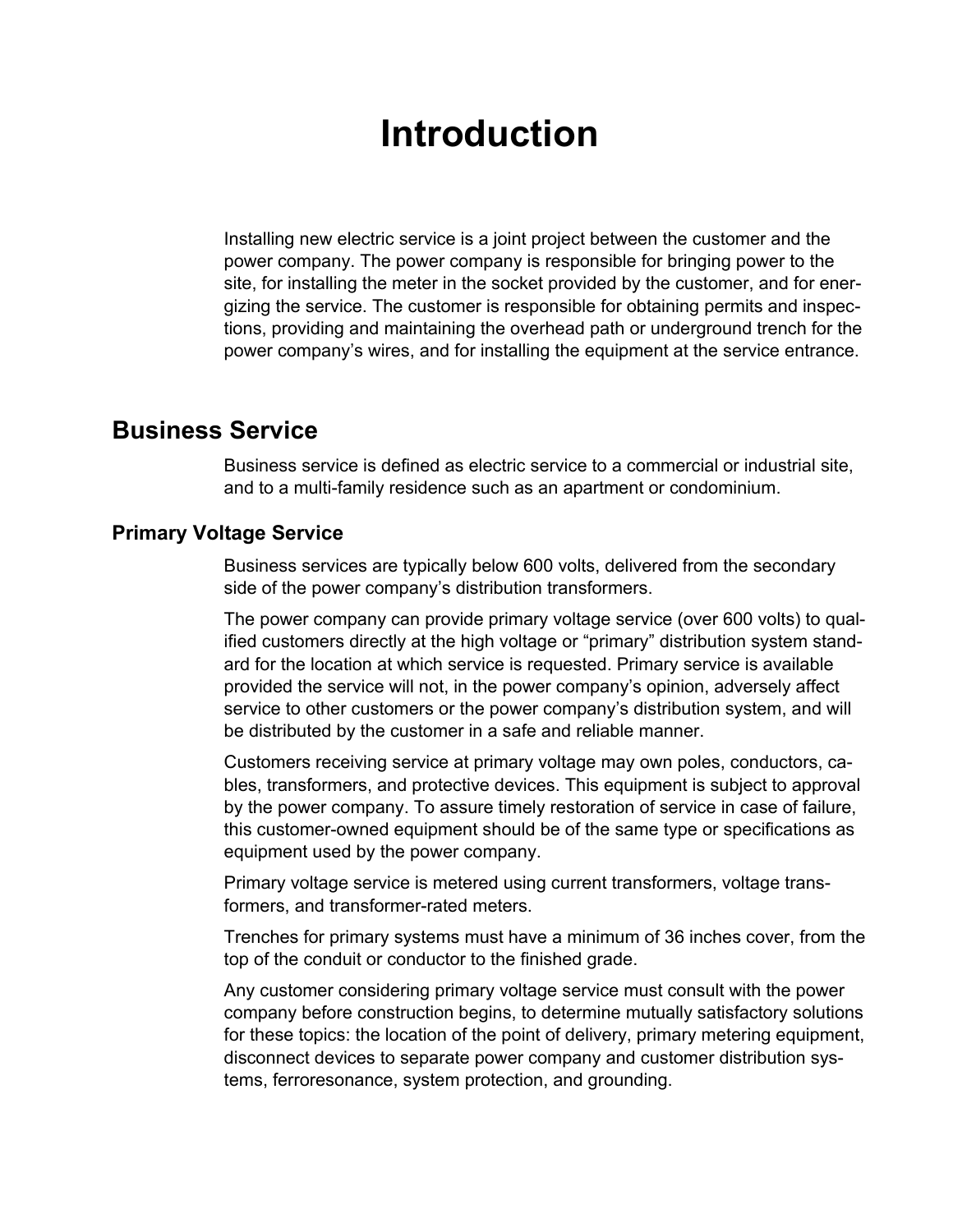# Introduction

Installing new electric service is a joint project between the customer and the power company. The power company is responsible for bringing power to the site, for installing the meter in the socket provided by the customer, and for energizing the service. The customer is responsible for obtaining permits and inspections, providing and maintaining the overhead path or underground trench for the power company's wires, and for installing the equipment at the service entrance.

## Business Service

Business service is defined as electric service to a commercial or industrial site, and to a multi-family residence such as an apartment or condominium.

### Primary Voltage Service

Business services are typically below 600 volts, delivered from the secondary side of the power company's distribution transformers.

The power company can provide primary voltage service (over 600 volts) to qualified customers directly at the high voltage or "primary" distribution system standard for the location at which service is requested. Primary service is available provided the service will not, in the power company's opinion, adversely affect service to other customers or the power company's distribution system, and will be distributed by the customer in a safe and reliable manner.

Customers receiving service at primary voltage may own poles, conductors, cables, transformers, and protective devices. This equipment is subject to approval by the power company. To assure timely restoration of service in case of failure, this customer-owned equipment should be of the same type or specifications as equipment used by the power company.

Primary voltage service is metered using current transformers, voltage transformers, and transformer-rated meters.

Trenches for primary systems must have a minimum of 36 inches cover, from the top of the conduit or conductor to the finished grade.

Any customer considering primary voltage service must consult with the power company before construction begins, to determine mutually satisfactory solutions for these topics: the location of the point of delivery, primary metering equipment, disconnect devices to separate power company and customer distribution systems, ferroresonance, system protection, and grounding.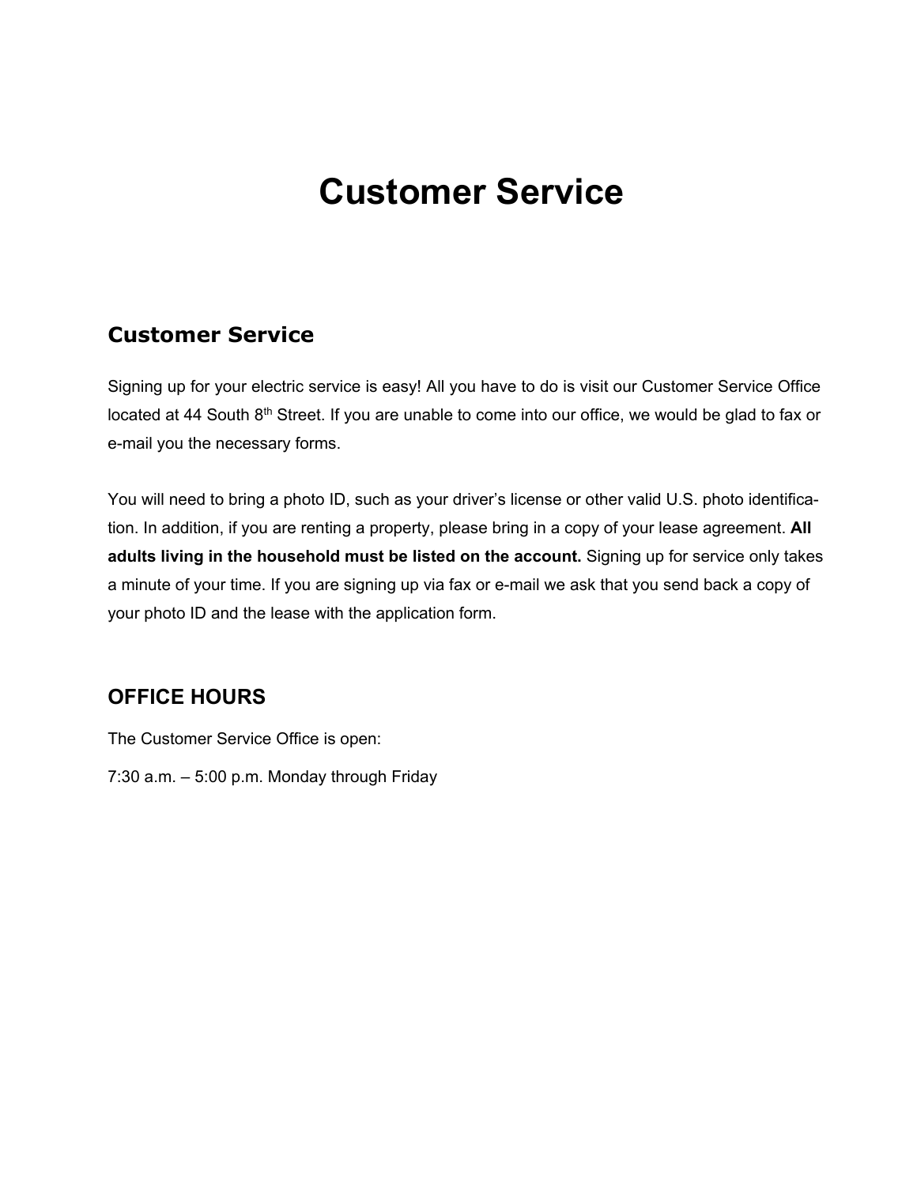# Customer Service

## Customer Service

Signing up for your electric service is easy! All you have to do is visit our Customer Service Office located at 44 South 8th Street. If you are unable to come into our office, we would be glad to fax or e-mail you the necessary forms.

You will need to bring a photo ID, such as your driver's license or other valid U.S. photo identification. In addition, if you are renting a property, please bring in a copy of your lease agreement. **All adults living in the household must be listed on the account.** Signing up for service only takes a minute of your time. If you are signing up via fax or e-mail we ask that you send back a copy of your photo ID and the lease with the application form.

## OFFICE HOURS

The Customer Service Office is open:

7:30 a.m. – 5:00 p.m. Monday through Friday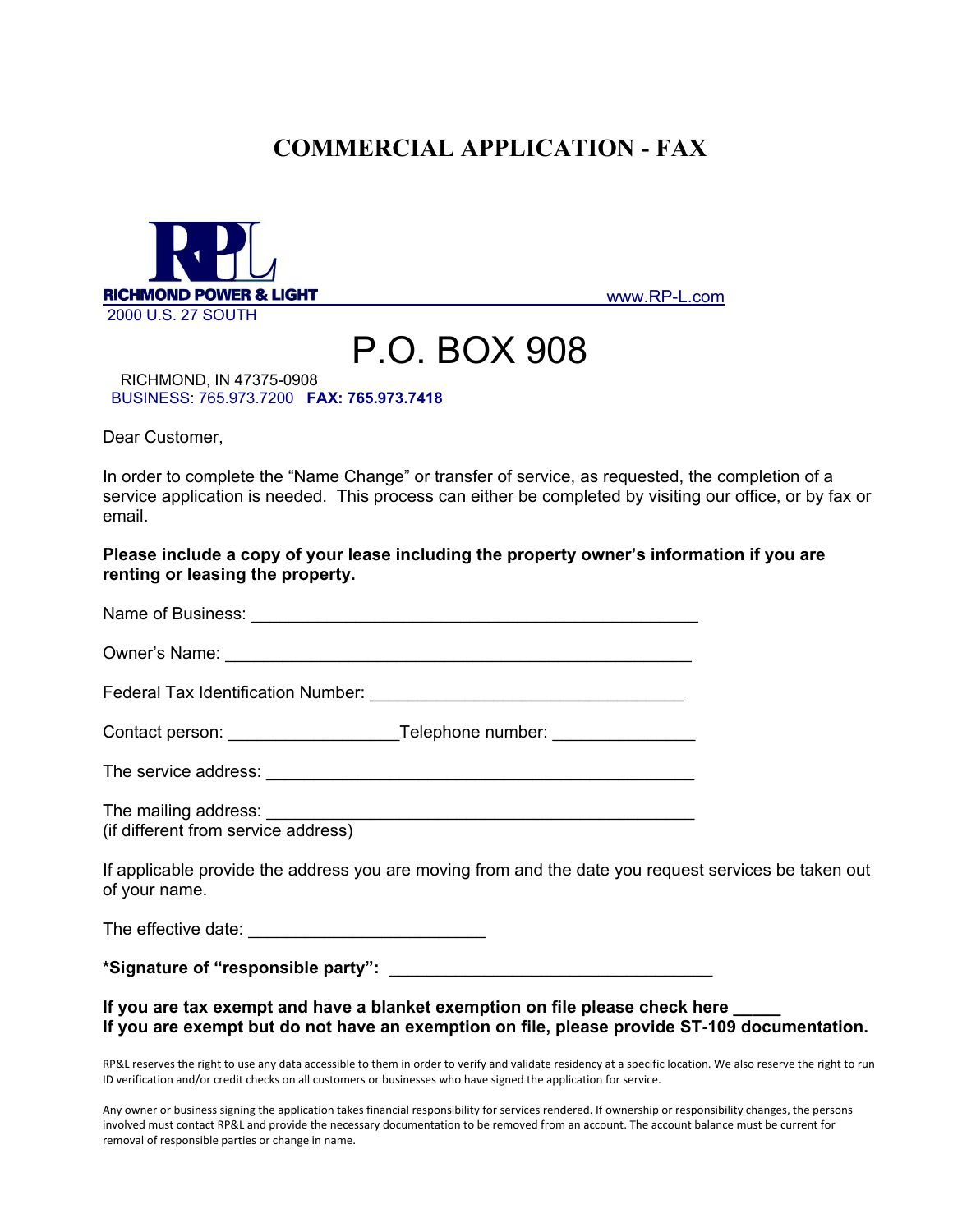# COMMERCIAL APPLICATION - FAX

**RICHMOND POWER & LIGHT** www.RP-L.com

2000 U.S. 27 SOUTH

P.O. BOX 908

RICHMOND, IN 47375-0908

BUSINESS: 765.973.7200 **FAX: 765.973.7418**

Dear Customer,

In order to complete the "Name Change" or transfer of service, as requested, the completion of a service application is needed. This process can either be completed by visiting our office, or by fax or email.

**Please include a copy of your lease including the property owner's information if you are renting or leasing the property.**

Name of Business: _______________________________________________

Owner's Name: __________________________________________________

Federal Tax Identification Number: _________________________________

Contact person: _________________Telephone number: ______________

The service address: _____________________________________________

The mailing address: _____________________________________________
(if different from service address)

If applicable provide the address you are moving from and the date you request services be taken out of your name.

The effective date: ________________________

***Signature of "responsible party":** _________________________________

**If you are tax exempt and have a blanket exemption on file please check here _____**
**If you are exempt but do not have an exemption on file, please provide ST-109 documentation.**

RP&L reserves the right to use any data accessible to them in order to verify and validate residency at a specific location. We also reserve the right to run ID verification and/or credit checks on all customers or businesses who have signed the application for service.

Any owner or business signing the application takes financial responsibility for services rendered. If ownership or responsibility changes, the persons involved must contact RP&L and provide the necessary documentation to be removed from an account. The account balance must be current for removal of responsible parties or change in name.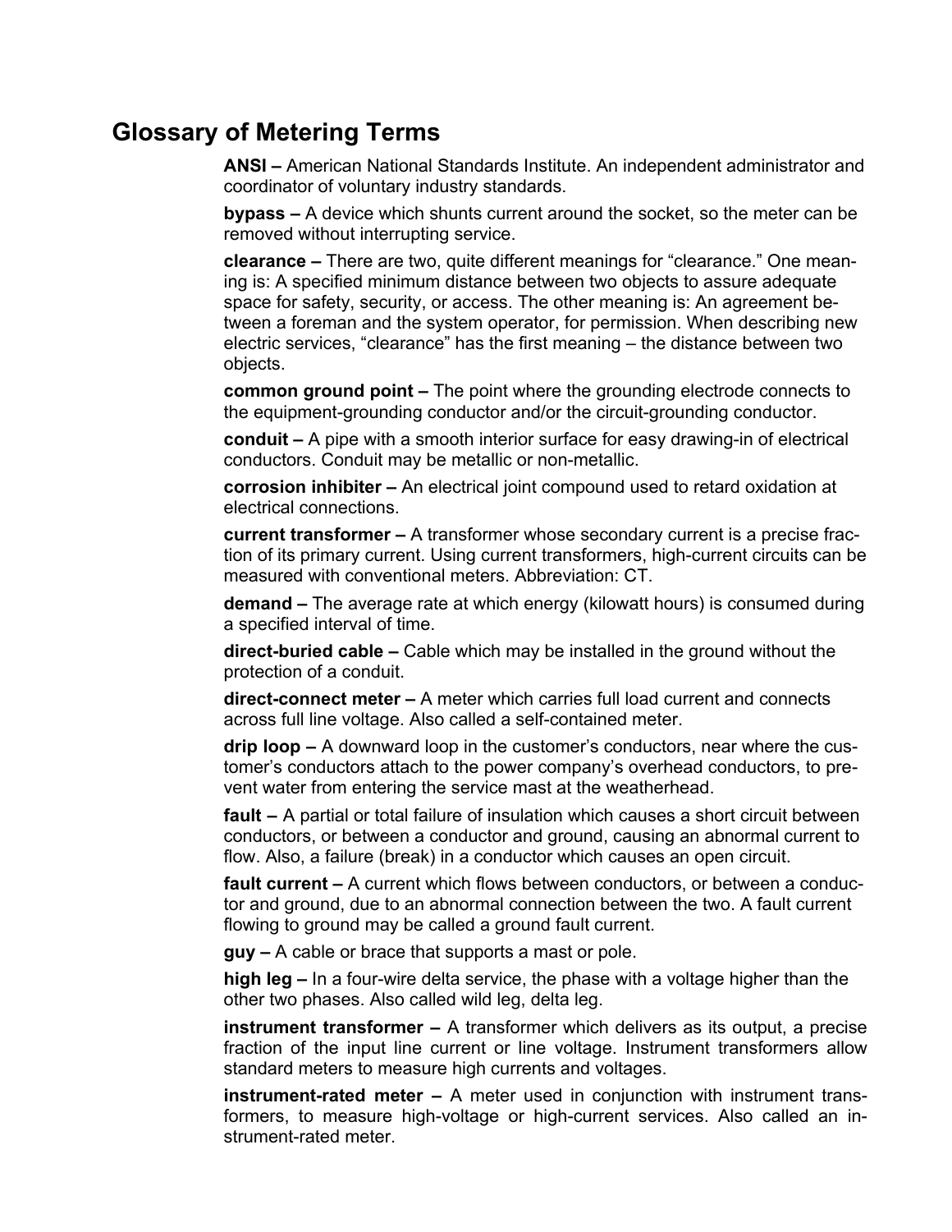## Glossary of Metering Terms

**ANSI –** American National Standards Institute. An independent administrator and coordinator of voluntary industry standards.

**bypass –** A device which shunts current around the socket, so the meter can be removed without interrupting service.

**clearance –** There are two, quite different meanings for "clearance." One meaning is: A specified minimum distance between two objects to assure adequate space for safety, security, or access. The other meaning is: An agreement between a foreman and the system operator, for permission. When describing new electric services, "clearance" has the first meaning – the distance between two objects.

**common ground point –** The point where the grounding electrode connects to the equipment-grounding conductor and/or the circuit-grounding conductor.

**conduit –** A pipe with a smooth interior surface for easy drawing-in of electrical conductors. Conduit may be metallic or non-metallic.

**corrosion inhibiter –** An electrical joint compound used to retard oxidation at electrical connections.

**current transformer –** A transformer whose secondary current is a precise fraction of its primary current. Using current transformers, high-current circuits can be measured with conventional meters. Abbreviation: CT.

**demand –** The average rate at which energy (kilowatt hours) is consumed during a specified interval of time.

**direct-buried cable –** Cable which may be installed in the ground without the protection of a conduit.

**direct-connect meter –** A meter which carries full load current and connects across full line voltage. Also called a self-contained meter.

**drip loop –** A downward loop in the customer's conductors, near where the customer's conductors attach to the power company's overhead conductors, to prevent water from entering the service mast at the weatherhead.

**fault –** A partial or total failure of insulation which causes a short circuit between conductors, or between a conductor and ground, causing an abnormal current to flow. Also, a failure (break) in a conductor which causes an open circuit.

**fault current –** A current which flows between conductors, or between a conductor and ground, due to an abnormal connection between the two. A fault current flowing to ground may be called a ground fault current.

**guy –** A cable or brace that supports a mast or pole.

**high leg –** In a four-wire delta service, the phase with a voltage higher than the other two phases. Also called wild leg, delta leg.

**instrument transformer –** A transformer which delivers as its output, a precise fraction of the input line current or line voltage. Instrument transformers allow standard meters to measure high currents and voltages.

**instrument-rated meter –** A meter used in conjunction with instrument transformers, to measure high-voltage or high-current services. Also called an instrument-rated meter.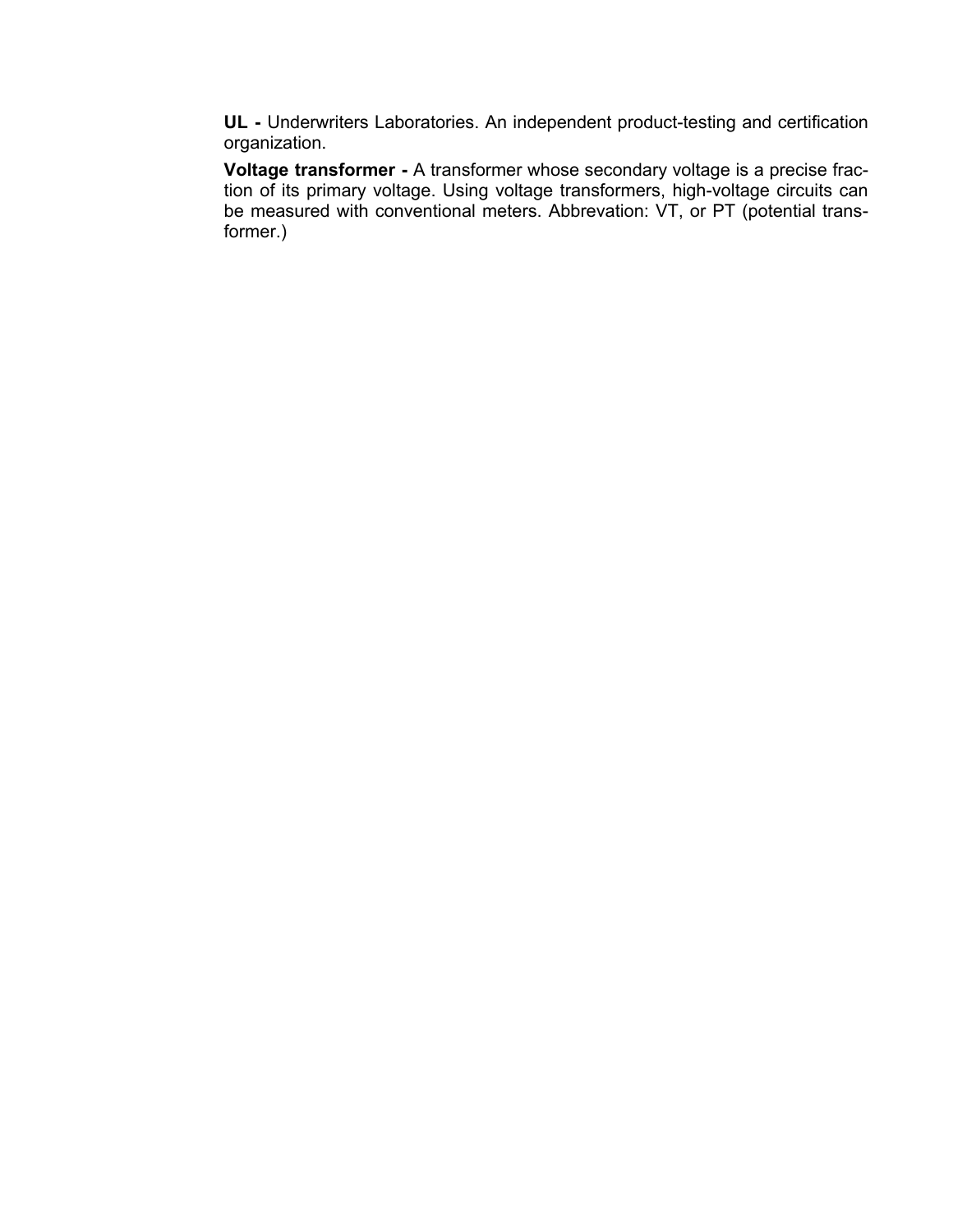**UL -** Underwriters Laboratories. An independent product-testing and certification organization.

**Voltage transformer -** A transformer whose secondary voltage is a precise fraction of its primary voltage. Using voltage transformers, high-voltage circuits can be measured with conventional meters. Abbrevation: VT, or PT (potential transformer.)